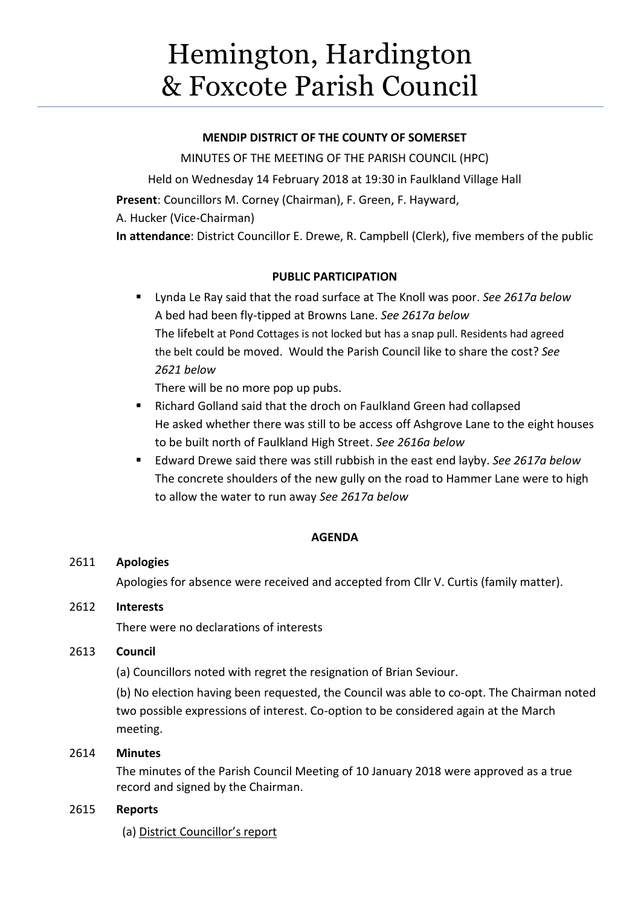# Hemington, Hardington & Foxcote Parish Council

**MENDIP DISTRICT OF THE COUNTY OF SOMERSET**

MINUTES OF THE MEETING OF THE PARISH COUNCIL (HPC)

Held on Wednesday 14 February 2018 at 19:30 in Faulkland Village Hall

**Present**: Councillors M. Corney (Chairman), F. Green, F. Hayward, A. Hucker (Vice-Chairman)

**In attendance**: District Councillor E. Drewe, R. Campbell (Clerk), five members of the public

**PUBLIC PARTICIPATION**

- Lynda Le Ray said that the road surface at The Knoll was poor. *See 2617a below*
  A bed had been fly-tipped at Browns Lane. *See 2617a below*
  The lifebelt at Pond Cottages is not locked but has a snap pull. Residents had agreed the belt could be moved. Would the Parish Council like to share the cost? *See 2621 below*
  There will be no more pop up pubs.
- Richard Golland said that the droch on Faulkland Green had collapsed
  He asked whether there was still to be access off Ashgrove Lane to the eight houses to be built north of Faulkland High Street. *See 2616a below*
- Edward Drewe said there was still rubbish in the east end layby. *See 2617a below*
  The concrete shoulders of the new gully on the road to Hammer Lane were to high to allow the water to run away *See 2617a below*

**AGENDA**

2611 **Apologies**

Apologies for absence were received and accepted from Cllr V. Curtis (family matter).

2612 **Interests**

There were no declarations of interests

2613 **Council**

(a) Councillors noted with regret the resignation of Brian Seviour.

(b) No election having been requested, the Council was able to co-opt. The Chairman noted two possible expressions of interest. Co-option to be considered again at the March meeting.

2614 **Minutes**

The minutes of the Parish Council Meeting of 10 January 2018 were approved as a true record and signed by the Chairman.

2615 **Reports**

(a) District Councillor's report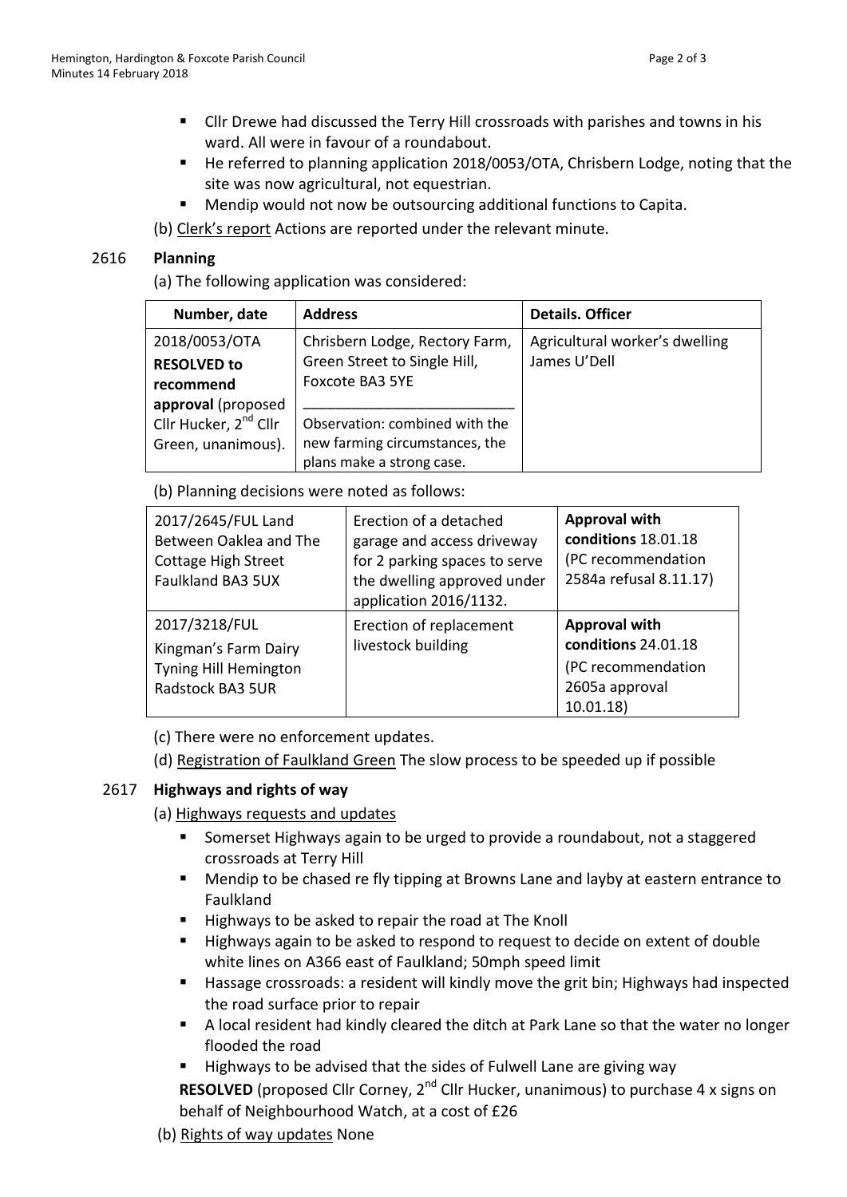- Cllr Drewe had discussed the Terry Hill crossroads with parishes and towns in his ward. All were in favour of a roundabout.
- He referred to planning application 2018/0053/OTA, Chrisbern Lodge, noting that the site was now agricultural, not equestrian.
- Mendip would not now be outsourcing additional functions to Capita.

(b) Clerk's report Actions are reported under the relevant minute.

## 2616 Planning

(a) The following application was considered:

| Number, date | Address | Details. Officer |
|---|---|---|
| 2018/0053/OTA **RESOLVED to recommend approval** (proposed Cllr Hucker, 2nd Cllr Green, unanimous). | Chrisbern Lodge, Rectory Farm, Green Street to Single Hill, Foxcote BA3 5YE<br>Observation: combined with the new farming circumstances, the plans make a strong case. | Agricultural worker's dwelling James U'Dell |

(b) Planning decisions were noted as follows:

| | | |
|---|---|---|
| 2017/2645/FUL Land Between Oaklea and The Cottage High Street Faulkland BA3 5UX | Erection of a detached garage and access driveway for 2 parking spaces to serve the dwelling approved under application 2016/1132. | **Approval with conditions** 18.01.18 (PC recommendation 2584a refusal 8.11.17) |
| 2017/3218/FUL Kingman's Farm Dairy Tyning Hill Hemington Radstock BA3 5UR | Erection of replacement livestock building | **Approval with conditions** 24.01.18 (PC recommendation 2605a approval 10.01.18) |

(c) There were no enforcement updates.

(d) Registration of Faulkland Green The slow process to be speeded up if possible

## 2617 Highways and rights of way

(a) Highways requests and updates

- Somerset Highways again to be urged to provide a roundabout, not a staggered crossroads at Terry Hill
- Mendip to be chased re fly tipping at Browns Lane and layby at eastern entrance to Faulkland
- Highways to be asked to repair the road at The Knoll
- Highways again to be asked to respond to request to decide on extent of double white lines on A366 east of Faulkland; 50mph speed limit
- Hassage crossroads: a resident will kindly move the grit bin; Highways had inspected the road surface prior to repair
- A local resident had kindly cleared the ditch at Park Lane so that the water no longer flooded the road
- Highways to be advised that the sides of Fulwell Lane are giving way

**RESOLVED** (proposed Cllr Corney, 2nd Cllr Hucker, unanimous) to purchase 4 x signs on behalf of Neighbourhood Watch, at a cost of £26

(b) Rights of way updates None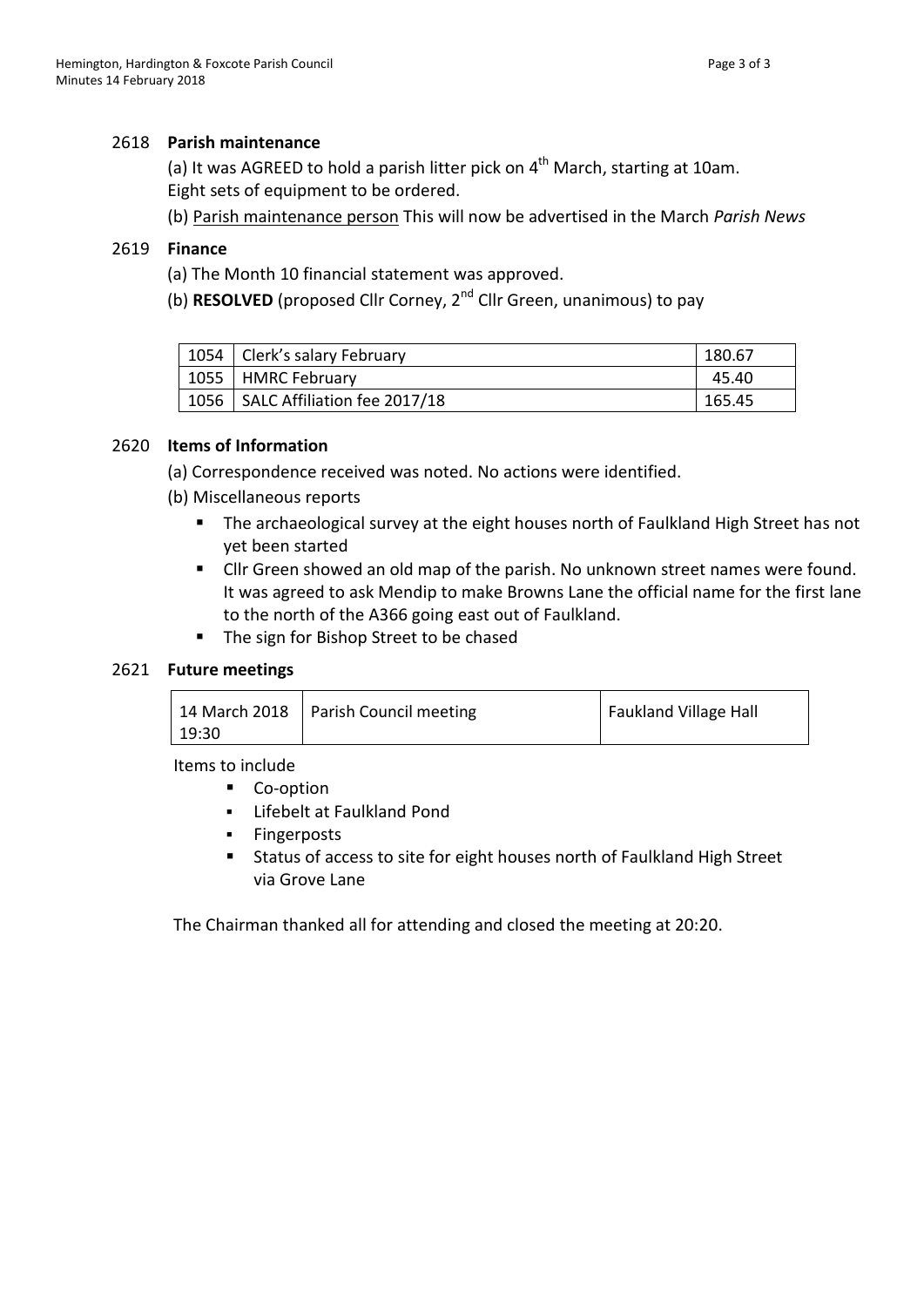## 2618 **Parish maintenance**

(a) It was AGREED to hold a parish litter pick on 4th March, starting at 10am. Eight sets of equipment to be ordered.

(b) Parish maintenance person This will now be advertised in the March *Parish News*

## 2619 **Finance**

(a) The Month 10 financial statement was approved.

(b) **RESOLVED** (proposed Cllr Corney, 2nd Cllr Green, unanimous) to pay

| | | |
|---|---|---|
| 1054 | Clerk's salary February | 180.67 |
| 1055 | HMRC February | 45.40 |
| 1056 | SALC Affiliation fee 2017/18 | 165.45 |

## 2620 **Items of Information**

(a) Correspondence received was noted. No actions were identified.

(b) Miscellaneous reports

- The archaeological survey at the eight houses north of Faulkland High Street has not yet been started
- Cllr Green showed an old map of the parish. No unknown street names were found. It was agreed to ask Mendip to make Browns Lane the official name for the first lane to the north of the A366 going east out of Faulkland.
- The sign for Bishop Street to be chased

## 2621 **Future meetings**

| | | |
|---|---|---|
| 14 March 2018 19:30 | Parish Council meeting | Faukland Village Hall |

Items to include

- Co-option
- Lifebelt at Faulkland Pond
- Fingerposts
- Status of access to site for eight houses north of Faulkland High Street via Grove Lane

The Chairman thanked all for attending and closed the meeting at 20:20.